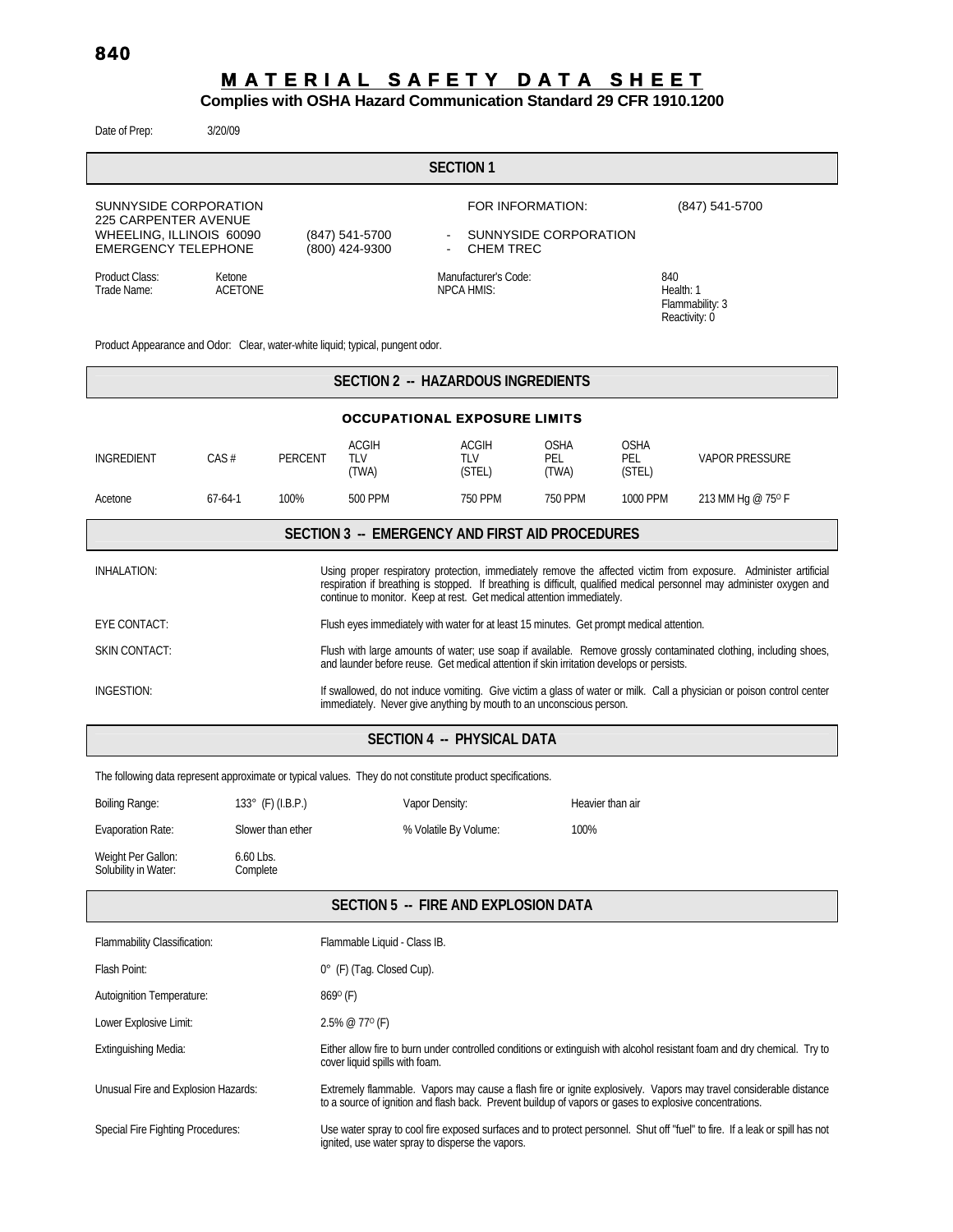840

# MATERIAL SAFETY DATA SHEET

**Complies with OSHA Hazard Communication Standard 29 CFR 1910.1200**

Date of Prep: 3/20/09

## SECTION 1

SUNNYSIDE CORPORATION
225 CARPENTER AVENUE
WHEELING, ILLINOIS 60090 (847) 541-5700 - SUNNYSIDE CORPORATION
EMERGENCY TELEPHONE (800) 424-9300 - CHEM TREC

FOR INFORMATION: (847) 541-5700

| | | | |
|---|---|---|---|
| Product Class: | Ketone | Manufacturer's Code: | 840 |
| Trade Name: | ACETONE | NPCA HMIS: | Health: 1<br>Flammability: 3<br>Reactivity: 0 |

Product Appearance and Odor: Clear, water-white liquid; typical, pungent odor.

## SECTION 2 -- HAZARDOUS INGREDIENTS

**OCCUPATIONAL EXPOSURE LIMITS**

| INGREDIENT | CAS # | PERCENT | ACGIH TLV (TWA) | ACGIH TLV (STEL) | OSHA PEL (TWA) | OSHA PEL (STEL) | VAPOR PRESSURE |
|---|---|---|---|---|---|---|---|
| Acetone | 67-64-1 | 100% | 500 PPM | 750 PPM | 750 PPM | 1000 PPM | 213 MM Hg @ 75° F |

## SECTION 3 -- EMERGENCY AND FIRST AID PROCEDURES

| | |
|---|---|
| INHALATION: | Using proper respiratory protection, immediately remove the affected victim from exposure. Administer artificial respiration if breathing is stopped. If breathing is difficult, qualified medical personnel may administer oxygen and continue to monitor. Keep at rest. Get medical attention immediately. |
| EYE CONTACT: | Flush eyes immediately with water for at least 15 minutes. Get prompt medical attention. |
| SKIN CONTACT: | Flush with large amounts of water; use soap if available. Remove grossly contaminated clothing, including shoes, and launder before reuse. Get medical attention if skin irritation develops or persists. |
| INGESTION: | If swallowed, do not induce vomiting. Give victim a glass of water or milk. Call a physician or poison control center immediately. Never give anything by mouth to an unconscious person. |

## SECTION 4 -- PHYSICAL DATA

The following data represent approximate or typical values. They do not constitute product specifications.

| | | | |
|---|---|---|---|
| Boiling Range: | 133° (F) (I.B.P.) | Vapor Density: | Heavier than air |
| Evaporation Rate: | Slower than ether | % Volatile By Volume: | 100% |
| Weight Per Gallon: | 6.60 Lbs. | | |
| Solubility in Water: | Complete | | |

## SECTION 5 -- FIRE AND EXPLOSION DATA

| | |
|---|---|
| Flammability Classification: | Flammable Liquid - Class IB. |
| Flash Point: | 0° (F) (Tag. Closed Cup). |
| Autoignition Temperature: | 869° (F) |
| Lower Explosive Limit: | 2.5% @ 77° (F) |
| Extinguishing Media: | Either allow fire to burn under controlled conditions or extinguish with alcohol resistant foam and dry chemical. Try to cover liquid spills with foam. |
| Unusual Fire and Explosion Hazards: | Extremely flammable. Vapors may cause a flash fire or ignite explosively. Vapors may travel considerable distance to a source of ignition and flash back. Prevent buildup of vapors or gases to explosive concentrations. |
| Special Fire Fighting Procedures: | Use water spray to cool fire exposed surfaces and to protect personnel. Shut off "fuel" to fire. If a leak or spill has not ignited, use water spray to disperse the vapors. |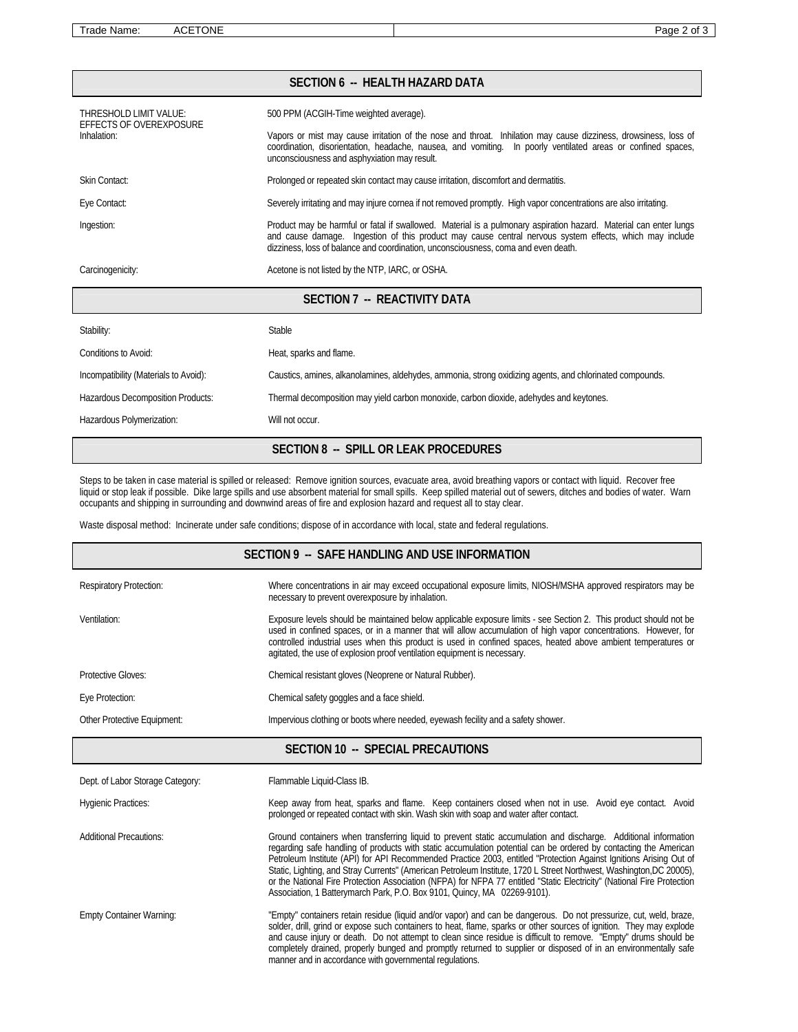## SECTION 6 -- HEALTH HAZARD DATA

| | |
|---|---|
| THRESHOLD LIMIT VALUE: | 500 PPM (ACGIH-Time weighted average). |
| EFFECTS OF OVEREXPOSURE Inhalation: | Vapors or mist may cause irritation of the nose and throat. Inhilation may cause dizziness, drowsiness, loss of coordination, disorientation, headache, nausea, and vomiting. In poorly ventilated areas or confined spaces, unconsciousness and asphyxiation may result. |
| Skin Contact: | Prolonged or repeated skin contact may cause irritation, discomfort and dermatitis. |
| Eye Contact: | Severely irritating and may injure cornea if not removed promptly. High vapor concentrations are also irritating. |
| Ingestion: | Product may be harmful or fatal if swallowed. Material is a pulmonary aspiration hazard. Material can enter lungs and cause damage. Ingestion of this product may cause central nervous system effects, which may include dizziness, loss of balance and coordination, unconsciousness, coma and even death. |
| Carcinogenicity: | Acetone is not listed by the NTP, IARC, or OSHA. |

## SECTION 7 -- REACTIVITY DATA

| | |
|---|---|
| Stability: | Stable |
| Conditions to Avoid: | Heat, sparks and flame. |
| Incompatibility (Materials to Avoid): | Caustics, amines, alkanolamines, aldehydes, ammonia, strong oxidizing agents, and chlorinated compounds. |
| Hazardous Decomposition Products: | Thermal decomposition may yield carbon monoxide, carbon dioxide, adehydes and keytones. |
| Hazardous Polymerization: | Will not occur. |

## SECTION 8 -- SPILL OR LEAK PROCEDURES

Steps to be taken in case material is spilled or released: Remove ignition sources, evacuate area, avoid breathing vapors or contact with liquid. Recover free liquid or stop leak if possible. Dike large spills and use absorbent material for small spills. Keep spilled material out of sewers, ditches and bodies of water. Warn occupants and shipping in surrounding and downwind areas of fire and explosion hazard and request all to stay clear.

Waste disposal method: Incinerate under safe conditions; dispose of in accordance with local, state and federal regulations.

## SECTION 9 -- SAFE HANDLING AND USE INFORMATION

| | |
|---|---|
| Respiratory Protection: | Where concentrations in air may exceed occupational exposure limits, NIOSH/MSHA approved respirators may be necessary to prevent overexposure by inhalation. |
| Ventilation: | Exposure levels should be maintained below applicable exposure limits - see Section 2. This product should not be used in confined spaces, or in a manner that will allow accumulation of high vapor concentrations. However, for controlled industrial uses when this product is used in confined spaces, heated above ambient temperatures or agitated, the use of explosion proof ventilation equipment is necessary. |
| Protective Gloves: | Chemical resistant gloves (Neoprene or Natural Rubber). |
| Eye Protection: | Chemical safety goggles and a face shield. |
| Other Protective Equipment: | Impervious clothing or boots where needed, eyewash fecility and a safety shower. |

## SECTION 10 -- SPECIAL PRECAUTIONS

| | |
|---|---|
| Dept. of Labor Storage Category: | Flammable Liquid-Class IB. |
| Hygienic Practices: | Keep away from heat, sparks and flame. Keep containers closed when not in use. Avoid eye contact. Avoid prolonged or repeated contact with skin. Wash skin with soap and water after contact. |
| Additional Precautions: | Ground containers when transferring liquid to prevent static accumulation and discharge. Additional information regarding safe handling of products with static accumulation potential can be ordered by contacting the American Petroleum Institute (API) for API Recommended Practice 2003, entitled "Protection Against Ignitions Arising Out of Static, Lighting, and Stray Currents" (American Petroleum Institute, 1720 L Street Northwest, Washington,DC 20005), or the National Fire Protection Association (NFPA) for NFPA 77 entitled "Static Electricity" (National Fire Protection Association, 1 Batterymarch Park, P.O. Box 9101, Quincy, MA 02269-9101). |
| Empty Container Warning: | "Empty" containers retain residue (liquid and/or vapor) and can be dangerous. Do not pressurize, cut, weld, braze, solder, drill, grind or expose such containers to heat, flame, sparks or other sources of ignition. They may explode and cause injury or death. Do not attempt to clean since residue is difficult to remove. "Empty" drums should be completely drained, properly bunged and promptly returned to supplier or disposed of in an environmentally safe manner and in accordance with governmental regulations. |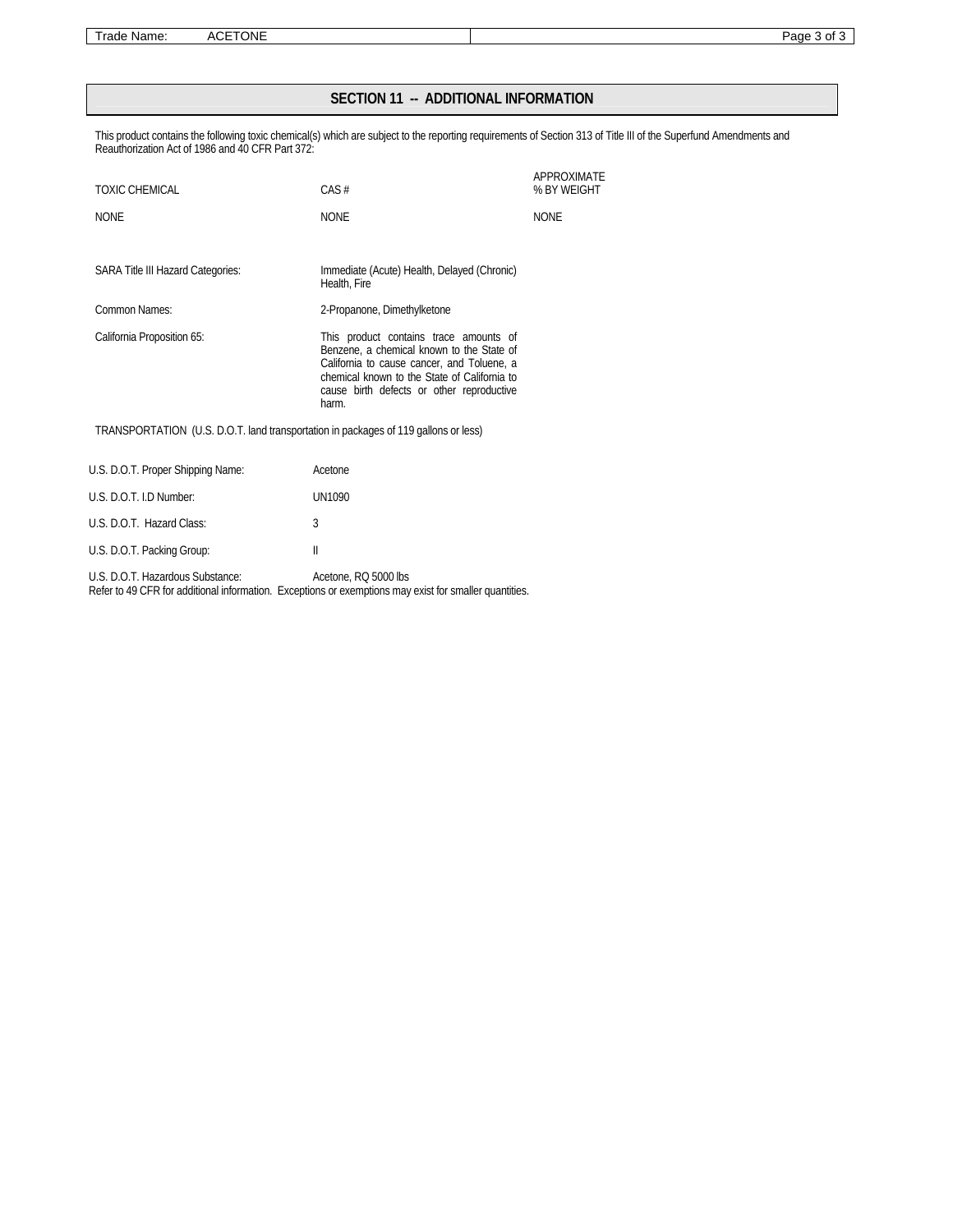## SECTION 11 -- ADDITIONAL INFORMATION

This product contains the following toxic chemical(s) which are subject to the reporting requirements of Section 313 of Title III of the Superfund Amendments and Reauthorization Act of 1986 and 40 CFR Part 372:

| TOXIC CHEMICAL | CAS # | APPROXIMATE % BY WEIGHT |
|---|---|---|
| NONE | NONE | NONE |

| | |
|---|---|
| SARA Title III Hazard Categories: | Immediate (Acute) Health, Delayed (Chronic) Health, Fire |
| Common Names: | 2-Propanone, Dimethylketone |
| California Proposition 65: | This product contains trace amounts of Benzene, a chemical known to the State of California to cause cancer, and Toluene, a chemical known to the State of California to cause birth defects or other reproductive harm. |

TRANSPORTATION (U.S. D.O.T. land transportation in packages of 119 gallons or less)

| | |
|---|---|
| U.S. D.O.T. Proper Shipping Name: | Acetone |
| U.S. D.O.T. I.D Number: | UN1090 |
| U.S. D.O.T. Hazard Class: | 3 |
| U.S. D.O.T. Packing Group: | II |
| U.S. D.O.T. Hazardous Substance: | Acetone, RQ 5000 lbs |

Refer to 49 CFR for additional information. Exceptions or exemptions may exist for smaller quantities.